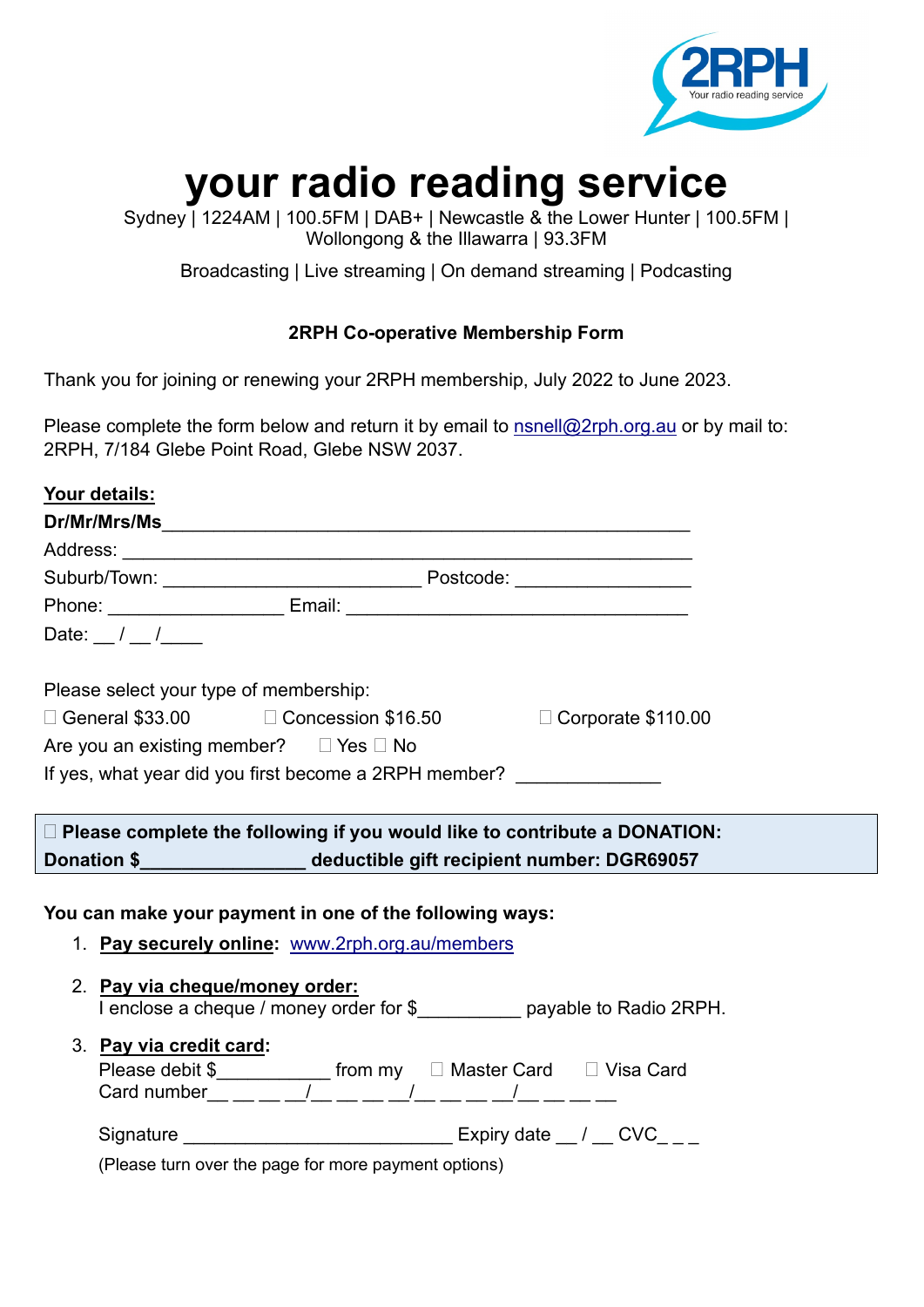# your radio reading service

Sydney | 1224AM | 100.5FM | DAB+ | Newcastle & the Lower Hunter | 100.5FM | Wollongong & the Illawarra | 93.3FM

Broadcasting | Live streaming | On demand streaming | Podcasting

**2RPH Co-operative Membership Form**

Thank you for joining or renewing your 2RPH membership, July 2022 to June 2023.

Please complete the form below and return it by email to nsnell@2rph.org.au or by mail to: 2RPH, 7/184 Glebe Point Road, Glebe NSW 2037.

**Your details:**

**Dr/Mr/Mrs/Ms**\_\_\_\_\_\_\_\_\_\_\_\_\_\_\_\_\_\_\_\_\_\_\_\_\_\_\_\_\_\_\_\_\_\_\_\_\_\_\_\_\_\_\_\_\_\_

Address: \_\_\_\_\_\_\_\_\_\_\_\_\_\_\_\_\_\_\_\_\_\_\_\_\_\_\_\_\_\_\_\_\_\_\_\_\_\_\_\_\_\_\_\_\_\_\_\_

Suburb/Town: \_\_\_\_\_\_\_\_\_\_\_\_\_\_\_\_\_\_\_\_\_\_ Postcode: \_\_\_\_\_\_\_\_\_\_\_\_\_\_

Phone: \_\_\_\_\_\_\_\_\_\_\_\_\_\_ Email: \_\_\_\_\_\_\_\_\_\_\_\_\_\_\_\_\_\_\_\_\_\_\_\_\_\_\_\_\_\_

Date: \_\_ / \_\_ /\_\_\_\_

Please select your type of membership:

☐ General $33.00 ☐ Concession $16.50 ☐ Corporate $110.00

Are you an existing member? ☐ Yes ☐ No

If yes, what year did you first become a 2RPH member? \_\_\_\_\_\_\_\_\_\_\_\_

**☐ Please complete the following if you would like to contribute a DONATION:**
**Donation $\_\_\_\_\_\_\_\_\_\_\_\_\_\_\_ deductible gift recipient number: DGR69057**

**You can make your payment in one of the following ways:**

1. **Pay securely online:** www.2rph.org.au/members
2. **Pay via cheque/money order:**
   I enclose a cheque / money order for $\_\_\_\_\_\_\_\_\_ payable to Radio 2RPH.
3. **Pay via credit card:**
   Please debit $\_\_\_\_\_\_\_\_\_\_ from my ☐ Master Card ☐ Visa Card
   Card number\_\_ \_\_ \_\_ \_\_/\_\_ \_\_ \_\_ \_\_/\_\_ \_\_ \_\_ \_\_/\_\_ \_\_ \_\_ \_\_

   Signature \_\_\_\_\_\_\_\_\_\_\_\_\_\_\_\_\_\_\_\_\_\_\_ Expiry date \_\_ / \_\_ CVC\_ \_ \_

   (Please turn over the page for more payment options)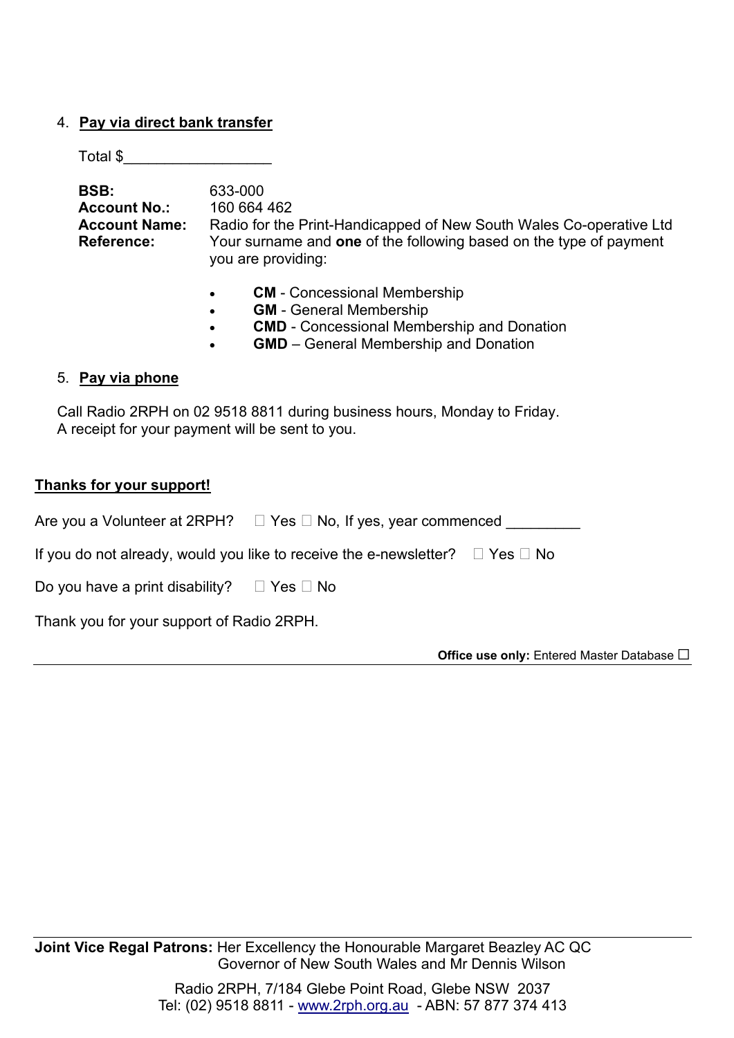4. **Pay via direct bank transfer**

   Total $\_\_\_\_\_\_\_\_\_\_\_\_\_\_\_\_\_\_

| | |
|---|---|
| **BSB:** | 633-000 |
| **Account No.:** | 160 664 462 |
| **Account Name:** | Radio for the Print-Handicapped of New South Wales Co-operative Ltd |
| **Reference:** | Your surname and **one** of the following based on the type of payment you are providing: |

- **CM** - Concessional Membership
- **GM** - General Membership
- **CMD** - Concessional Membership and Donation
- **GMD** – General Membership and Donation

5. **Pay via phone**

Call Radio 2RPH on 02 9518 8811 during business hours, Monday to Friday.
A receipt for your payment will be sent to you.

**Thanks for your support!**

Are you a Volunteer at 2RPH? ☐ Yes ☐ No, If yes, year commenced \_\_\_\_\_\_\_\_\_

If you do not already, would you like to receive the e-newsletter? ☐ Yes ☐ No

Do you have a print disability? ☐ Yes ☐ No

Thank you for your support of Radio 2RPH.

**Office use only:** Entered Master Database ☐

---

**Joint Vice Regal Patrons:** Her Excellency the Honourable Margaret Beazley AC QC Governor of New South Wales and Mr Dennis Wilson

Radio 2RPH, 7/184 Glebe Point Road, Glebe NSW 2037
Tel: (02) 9518 8811 - www.2rph.org.au - ABN: 57 877 374 413